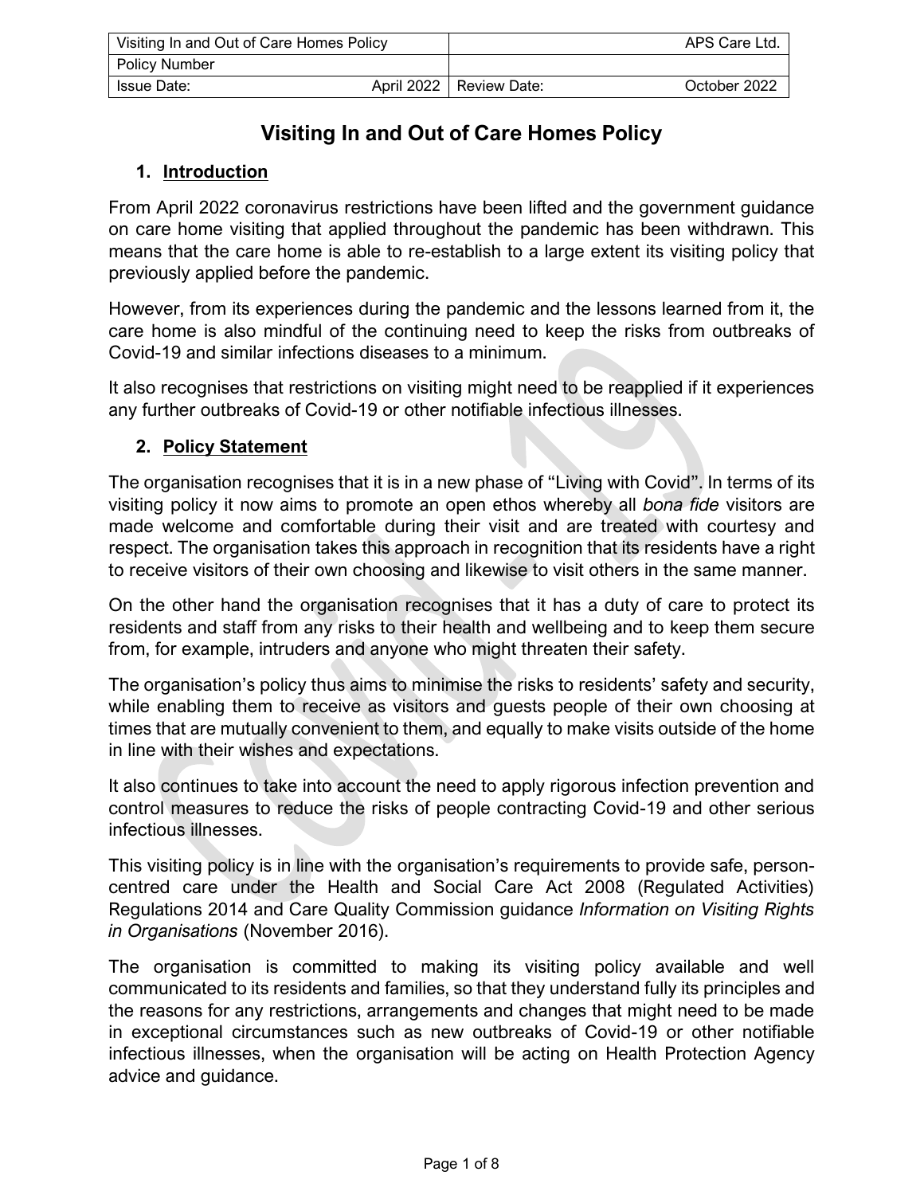| Visiting In and Out of Care Homes Policy | | APS Care Ltd. |
|---|---|---|
| Policy Number | | |
| Issue Date: April 2022 | Review Date: | October 2022 |

# Visiting In and Out of Care Homes Policy

## 1. Introduction

From April 2022 coronavirus restrictions have been lifted and the government guidance on care home visiting that applied throughout the pandemic has been withdrawn. This means that the care home is able to re-establish to a large extent its visiting policy that previously applied before the pandemic.

However, from its experiences during the pandemic and the lessons learned from it, the care home is also mindful of the continuing need to keep the risks from outbreaks of Covid-19 and similar infections diseases to a minimum.

It also recognises that restrictions on visiting might need to be reapplied if it experiences any further outbreaks of Covid-19 or other notifiable infectious illnesses.

## 2. Policy Statement

The organisation recognises that it is in a new phase of "Living with Covid". In terms of its visiting policy it now aims to promote an open ethos whereby all *bona fide* visitors are made welcome and comfortable during their visit and are treated with courtesy and respect. The organisation takes this approach in recognition that its residents have a right to receive visitors of their own choosing and likewise to visit others in the same manner.

On the other hand the organisation recognises that it has a duty of care to protect its residents and staff from any risks to their health and wellbeing and to keep them secure from, for example, intruders and anyone who might threaten their safety.

The organisation's policy thus aims to minimise the risks to residents' safety and security, while enabling them to receive as visitors and guests people of their own choosing at times that are mutually convenient to them, and equally to make visits outside of the home in line with their wishes and expectations.

It also continues to take into account the need to apply rigorous infection prevention and control measures to reduce the risks of people contracting Covid-19 and other serious infectious illnesses.

This visiting policy is in line with the organisation's requirements to provide safe, person-centred care under the Health and Social Care Act 2008 (Regulated Activities) Regulations 2014 and Care Quality Commission guidance *Information on Visiting Rights in Organisations* (November 2016).

The organisation is committed to making its visiting policy available and well communicated to its residents and families, so that they understand fully its principles and the reasons for any restrictions, arrangements and changes that might need to be made in exceptional circumstances such as new outbreaks of Covid-19 or other notifiable infectious illnesses, when the organisation will be acting on Health Protection Agency advice and guidance.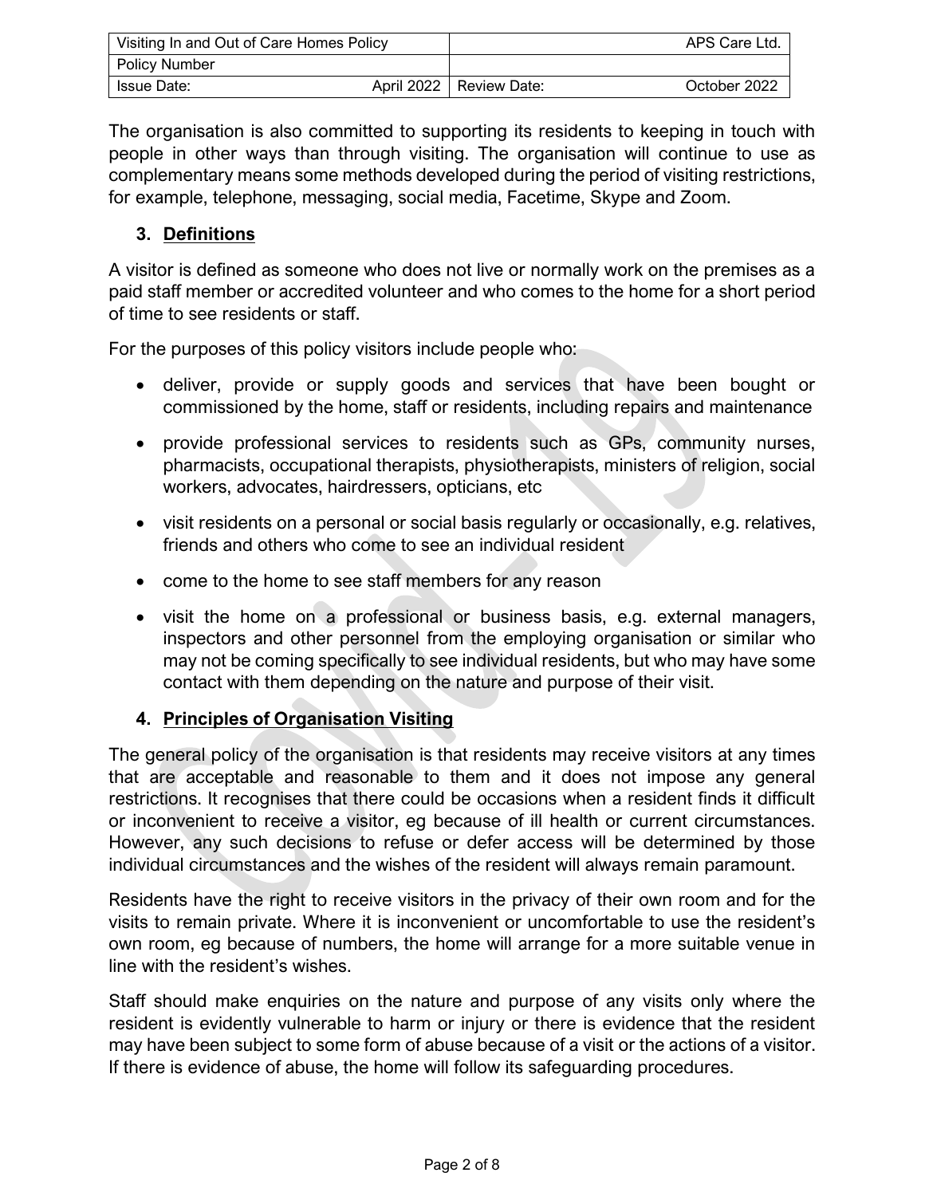The organisation is also committed to supporting its residents to keeping in touch with people in other ways than through visiting. The organisation will continue to use as complementary means some methods developed during the period of visiting restrictions, for example, telephone, messaging, social media, Facetime, Skype and Zoom.

## 3. Definitions

A visitor is defined as someone who does not live or normally work on the premises as a paid staff member or accredited volunteer and who comes to the home for a short period of time to see residents or staff.

For the purposes of this policy visitors include people who:

- deliver, provide or supply goods and services that have been bought or commissioned by the home, staff or residents, including repairs and maintenance
- provide professional services to residents such as GPs, community nurses, pharmacists, occupational therapists, physiotherapists, ministers of religion, social workers, advocates, hairdressers, opticians, etc
- visit residents on a personal or social basis regularly or occasionally, e.g. relatives, friends and others who come to see an individual resident
- come to the home to see staff members for any reason
- visit the home on a professional or business basis, e.g. external managers, inspectors and other personnel from the employing organisation or similar who may not be coming specifically to see individual residents, but who may have some contact with them depending on the nature and purpose of their visit.

## 4. Principles of Organisation Visiting

The general policy of the organisation is that residents may receive visitors at any times that are acceptable and reasonable to them and it does not impose any general restrictions. It recognises that there could be occasions when a resident finds it difficult or inconvenient to receive a visitor, eg because of ill health or current circumstances. However, any such decisions to refuse or defer access will be determined by those individual circumstances and the wishes of the resident will always remain paramount.

Residents have the right to receive visitors in the privacy of their own room and for the visits to remain private. Where it is inconvenient or uncomfortable to use the resident's own room, eg because of numbers, the home will arrange for a more suitable venue in line with the resident's wishes.

Staff should make enquiries on the nature and purpose of any visits only where the resident is evidently vulnerable to harm or injury or there is evidence that the resident may have been subject to some form of abuse because of a visit or the actions of a visitor. If there is evidence of abuse, the home will follow its safeguarding procedures.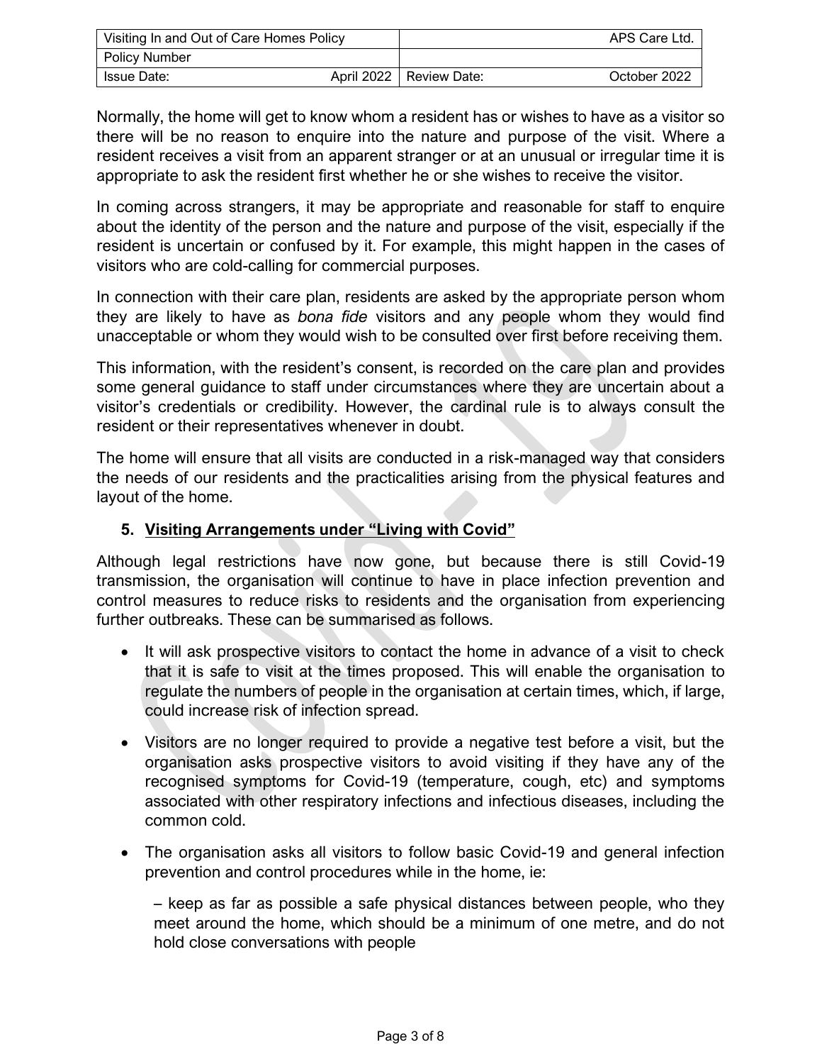Normally, the home will get to know whom a resident has or wishes to have as a visitor so there will be no reason to enquire into the nature and purpose of the visit. Where a resident receives a visit from an apparent stranger or at an unusual or irregular time it is appropriate to ask the resident first whether he or she wishes to receive the visitor.

In coming across strangers, it may be appropriate and reasonable for staff to enquire about the identity of the person and the nature and purpose of the visit, especially if the resident is uncertain or confused by it. For example, this might happen in the cases of visitors who are cold-calling for commercial purposes.

In connection with their care plan, residents are asked by the appropriate person whom they are likely to have as *bona fide* visitors and any people whom they would find unacceptable or whom they would wish to be consulted over first before receiving them.

This information, with the resident's consent, is recorded on the care plan and provides some general guidance to staff under circumstances where they are uncertain about a visitor's credentials or credibility. However, the cardinal rule is to always consult the resident or their representatives whenever in doubt.

The home will ensure that all visits are conducted in a risk-managed way that considers the needs of our residents and the practicalities arising from the physical features and layout of the home.

## 5. Visiting Arrangements under "Living with Covid"

Although legal restrictions have now gone, but because there is still Covid-19 transmission, the organisation will continue to have in place infection prevention and control measures to reduce risks to residents and the organisation from experiencing further outbreaks. These can be summarised as follows.

- It will ask prospective visitors to contact the home in advance of a visit to check that it is safe to visit at the times proposed. This will enable the organisation to regulate the numbers of people in the organisation at certain times, which, if large, could increase risk of infection spread.
- Visitors are no longer required to provide a negative test before a visit, but the organisation asks prospective visitors to avoid visiting if they have any of the recognised symptoms for Covid-19 (temperature, cough, etc) and symptoms associated with other respiratory infections and infectious diseases, including the common cold.
- The organisation asks all visitors to follow basic Covid-19 and general infection prevention and control procedures while in the home, ie:

  – keep as far as possible a safe physical distances between people, who they meet around the home, which should be a minimum of one metre, and do not hold close conversations with people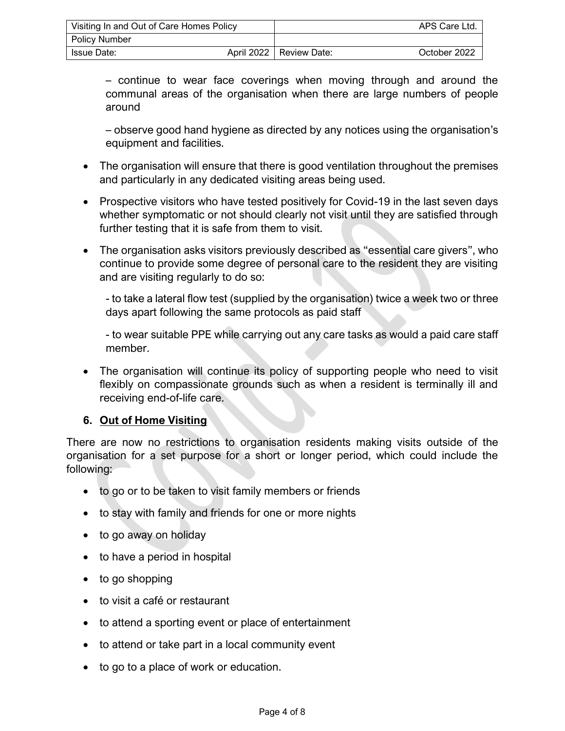– continue to wear face coverings when moving through and around the communal areas of the organisation when there are large numbers of people around

– observe good hand hygiene as directed by any notices using the organisation's equipment and facilities.

- The organisation will ensure that there is good ventilation throughout the premises and particularly in any dedicated visiting areas being used.
- Prospective visitors who have tested positively for Covid-19 in the last seven days whether symptomatic or not should clearly not visit until they are satisfied through further testing that it is safe from them to visit.
- The organisation asks visitors previously described as "essential care givers", who continue to provide some degree of personal care to the resident they are visiting and are visiting regularly to do so:

  - to take a lateral flow test (supplied by the organisation) twice a week two or three days apart following the same protocols as paid staff

  - to wear suitable PPE while carrying out any care tasks as would a paid care staff member.

- The organisation will continue its policy of supporting people who need to visit flexibly on compassionate grounds such as when a resident is terminally ill and receiving end-of-life care.

## 6. Out of Home Visiting

There are now no restrictions to organisation residents making visits outside of the organisation for a set purpose for a short or longer period, which could include the following:

- to go or to be taken to visit family members or friends
- to stay with family and friends for one or more nights
- to go away on holiday
- to have a period in hospital
- to go shopping
- to visit a café or restaurant
- to attend a sporting event or place of entertainment
- to attend or take part in a local community event
- to go to a place of work or education.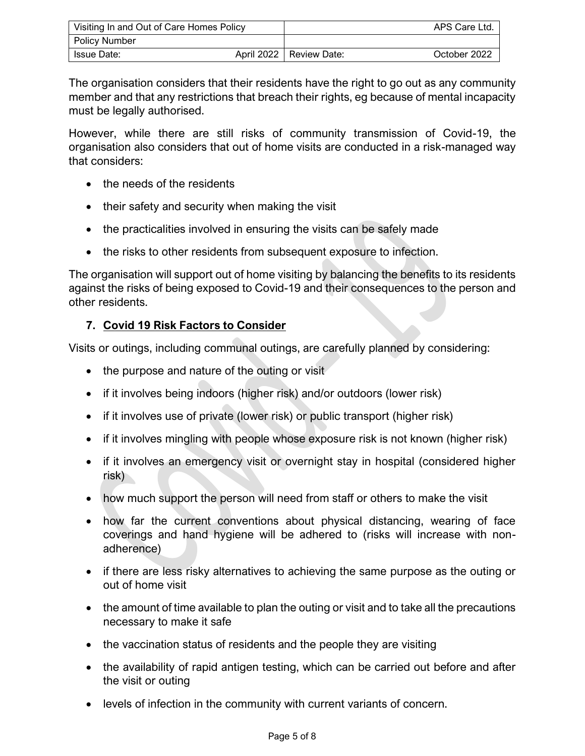The organisation considers that their residents have the right to go out as any community member and that any restrictions that breach their rights, eg because of mental incapacity must be legally authorised.

However, while there are still risks of community transmission of Covid-19, the organisation also considers that out of home visits are conducted in a risk-managed way that considers:

- the needs of the residents
- their safety and security when making the visit
- the practicalities involved in ensuring the visits can be safely made
- the risks to other residents from subsequent exposure to infection.

The organisation will support out of home visiting by balancing the benefits to its residents against the risks of being exposed to Covid-19 and their consequences to the person and other residents.

## 7. Covid 19 Risk Factors to Consider

Visits or outings, including communal outings, are carefully planned by considering:

- the purpose and nature of the outing or visit
- if it involves being indoors (higher risk) and/or outdoors (lower risk)
- if it involves use of private (lower risk) or public transport (higher risk)
- if it involves mingling with people whose exposure risk is not known (higher risk)
- if it involves an emergency visit or overnight stay in hospital (considered higher risk)
- how much support the person will need from staff or others to make the visit
- how far the current conventions about physical distancing, wearing of face coverings and hand hygiene will be adhered to (risks will increase with non-adherence)
- if there are less risky alternatives to achieving the same purpose as the outing or out of home visit
- the amount of time available to plan the outing or visit and to take all the precautions necessary to make it safe
- the vaccination status of residents and the people they are visiting
- the availability of rapid antigen testing, which can be carried out before and after the visit or outing
- levels of infection in the community with current variants of concern.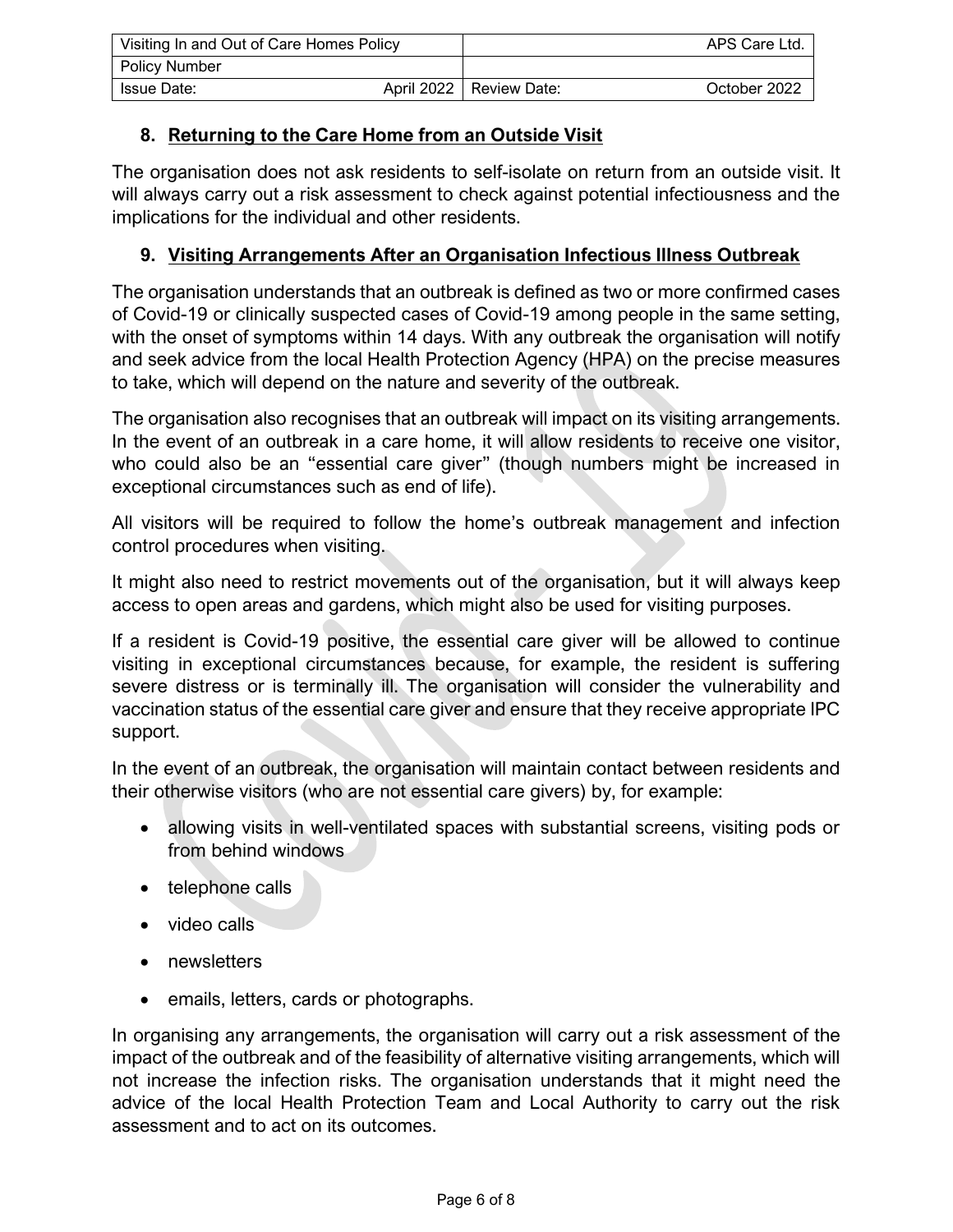## 8. Returning to the Care Home from an Outside Visit

The organisation does not ask residents to self-isolate on return from an outside visit. It will always carry out a risk assessment to check against potential infectiousness and the implications for the individual and other residents.

## 9. Visiting Arrangements After an Organisation Infectious Illness Outbreak

The organisation understands that an outbreak is defined as two or more confirmed cases of Covid-19 or clinically suspected cases of Covid-19 among people in the same setting, with the onset of symptoms within 14 days. With any outbreak the organisation will notify and seek advice from the local Health Protection Agency (HPA) on the precise measures to take, which will depend on the nature and severity of the outbreak.

The organisation also recognises that an outbreak will impact on its visiting arrangements. In the event of an outbreak in a care home, it will allow residents to receive one visitor, who could also be an "essential care giver" (though numbers might be increased in exceptional circumstances such as end of life).

All visitors will be required to follow the home's outbreak management and infection control procedures when visiting.

It might also need to restrict movements out of the organisation, but it will always keep access to open areas and gardens, which might also be used for visiting purposes.

If a resident is Covid-19 positive, the essential care giver will be allowed to continue visiting in exceptional circumstances because, for example, the resident is suffering severe distress or is terminally ill. The organisation will consider the vulnerability and vaccination status of the essential care giver and ensure that they receive appropriate IPC support.

In the event of an outbreak, the organisation will maintain contact between residents and their otherwise visitors (who are not essential care givers) by, for example:

- allowing visits in well-ventilated spaces with substantial screens, visiting pods or from behind windows
- telephone calls
- video calls
- newsletters
- emails, letters, cards or photographs.

In organising any arrangements, the organisation will carry out a risk assessment of the impact of the outbreak and of the feasibility of alternative visiting arrangements, which will not increase the infection risks. The organisation understands that it might need the advice of the local Health Protection Team and Local Authority to carry out the risk assessment and to act on its outcomes.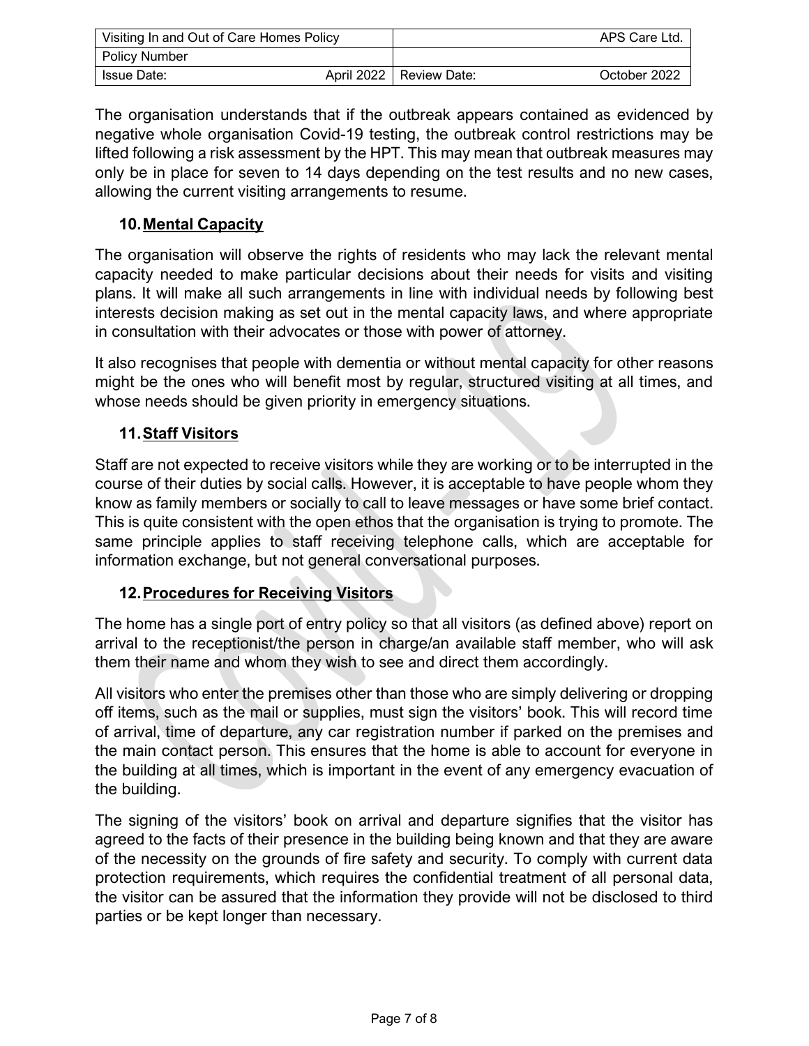The organisation understands that if the outbreak appears contained as evidenced by negative whole organisation Covid-19 testing, the outbreak control restrictions may be lifted following a risk assessment by the HPT. This may mean that outbreak measures may only be in place for seven to 14 days depending on the test results and no new cases, allowing the current visiting arrangements to resume.

## 10. Mental Capacity

The organisation will observe the rights of residents who may lack the relevant mental capacity needed to make particular decisions about their needs for visits and visiting plans. It will make all such arrangements in line with individual needs by following best interests decision making as set out in the mental capacity laws, and where appropriate in consultation with their advocates or those with power of attorney.

It also recognises that people with dementia or without mental capacity for other reasons might be the ones who will benefit most by regular, structured visiting at all times, and whose needs should be given priority in emergency situations.

## 11. Staff Visitors

Staff are not expected to receive visitors while they are working or to be interrupted in the course of their duties by social calls. However, it is acceptable to have people whom they know as family members or socially to call to leave messages or have some brief contact. This is quite consistent with the open ethos that the organisation is trying to promote. The same principle applies to staff receiving telephone calls, which are acceptable for information exchange, but not general conversational purposes.

## 12. Procedures for Receiving Visitors

The home has a single port of entry policy so that all visitors (as defined above) report on arrival to the receptionist/the person in charge/an available staff member, who will ask them their name and whom they wish to see and direct them accordingly.

All visitors who enter the premises other than those who are simply delivering or dropping off items, such as the mail or supplies, must sign the visitors' book. This will record time of arrival, time of departure, any car registration number if parked on the premises and the main contact person. This ensures that the home is able to account for everyone in the building at all times, which is important in the event of any emergency evacuation of the building.

The signing of the visitors' book on arrival and departure signifies that the visitor has agreed to the facts of their presence in the building being known and that they are aware of the necessity on the grounds of fire safety and security. To comply with current data protection requirements, which requires the confidential treatment of all personal data, the visitor can be assured that the information they provide will not be disclosed to third parties or be kept longer than necessary.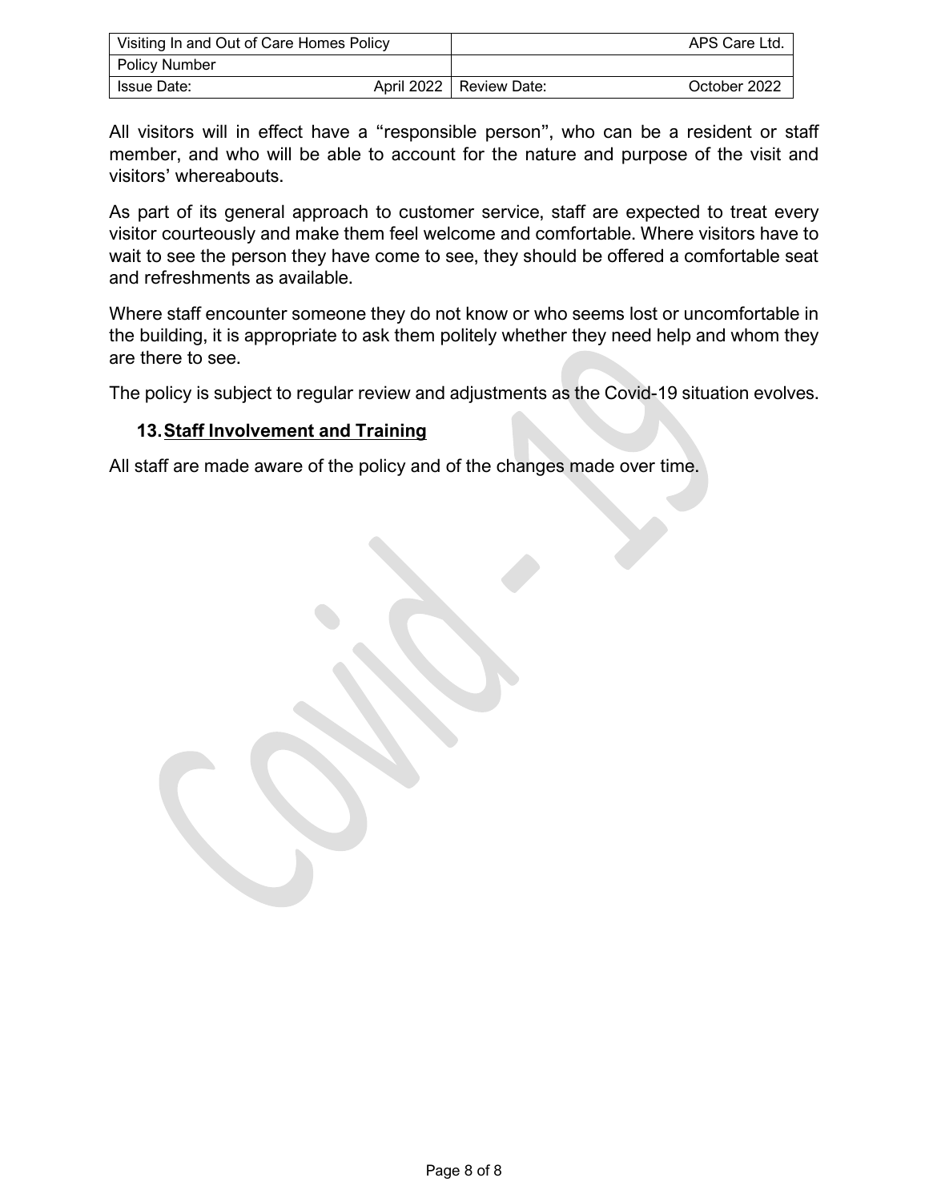All visitors will in effect have a “responsible person”, who can be a resident or staff member, and who will be able to account for the nature and purpose of the visit and visitors’ whereabouts.

As part of its general approach to customer service, staff are expected to treat every visitor courteously and make them feel welcome and comfortable. Where visitors have to wait to see the person they have come to see, they should be offered a comfortable seat and refreshments as available.

Where staff encounter someone they do not know or who seems lost or uncomfortable in the building, it is appropriate to ask them politely whether they need help and whom they are there to see.

The policy is subject to regular review and adjustments as the Covid-19 situation evolves.

## 13. Staff Involvement and Training

All staff are made aware of the policy and of the changes made over time.